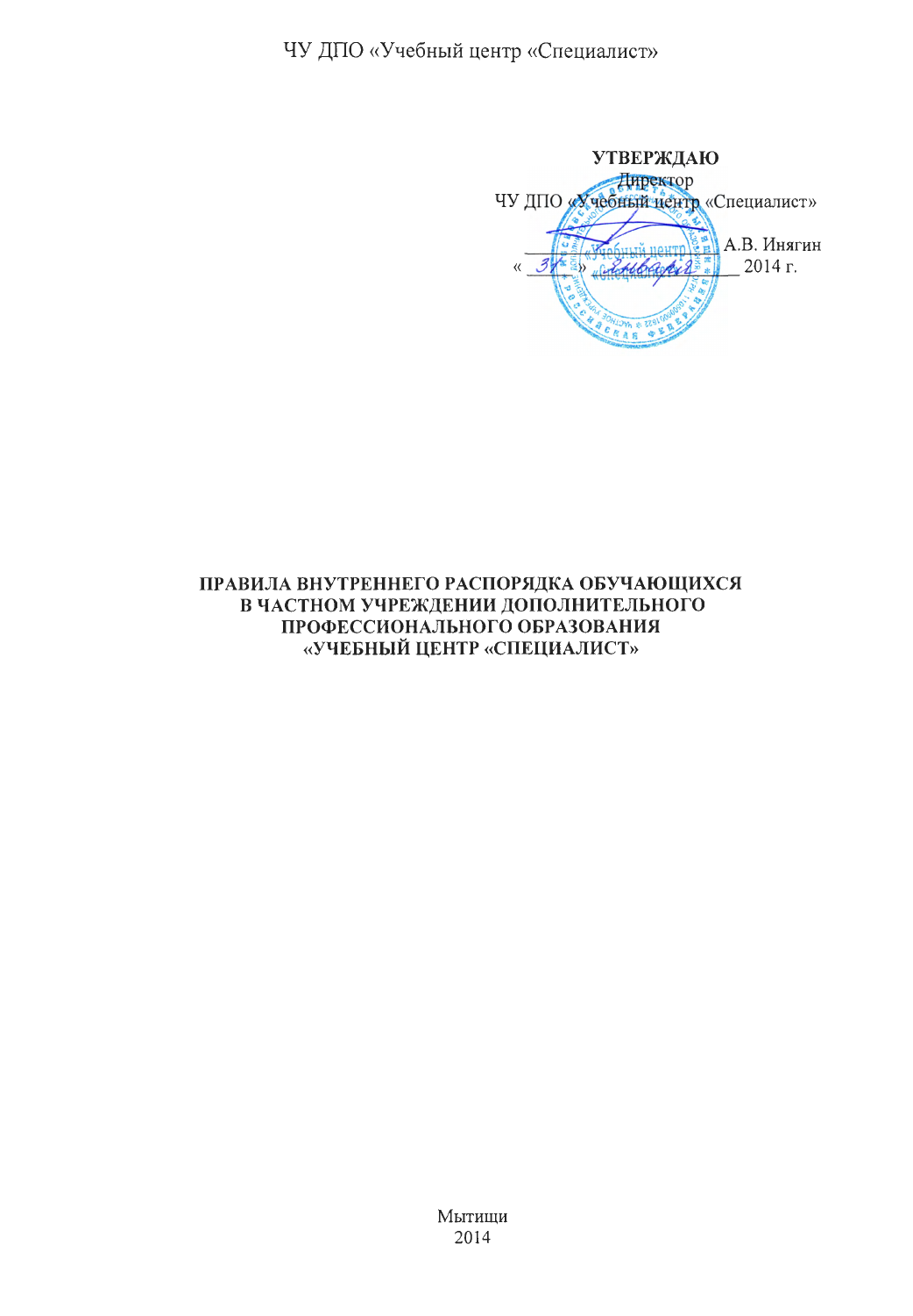ЧУ ДПО «Учебный центр «Специалист»

**УТВЕРЖДАЮ**
Директор
ЧУ ДПО «Учебный центр «Специалист»
_______________ А.В. Инягин
« 31 » января 2014 г.

**ПРАВИЛА ВНУТРЕННЕГО РАСПОРЯДКА ОБУЧАЮЩИХСЯ В ЧАСТНОМ УЧРЕЖДЕНИИ ДОПОЛНИТЕЛЬНОГО ПРОФЕССИОНАЛЬНОГО ОБРАЗОВАНИЯ «УЧЕБНЫЙ ЦЕНТР «СПЕЦИАЛИСТ»**

Мытищи
2014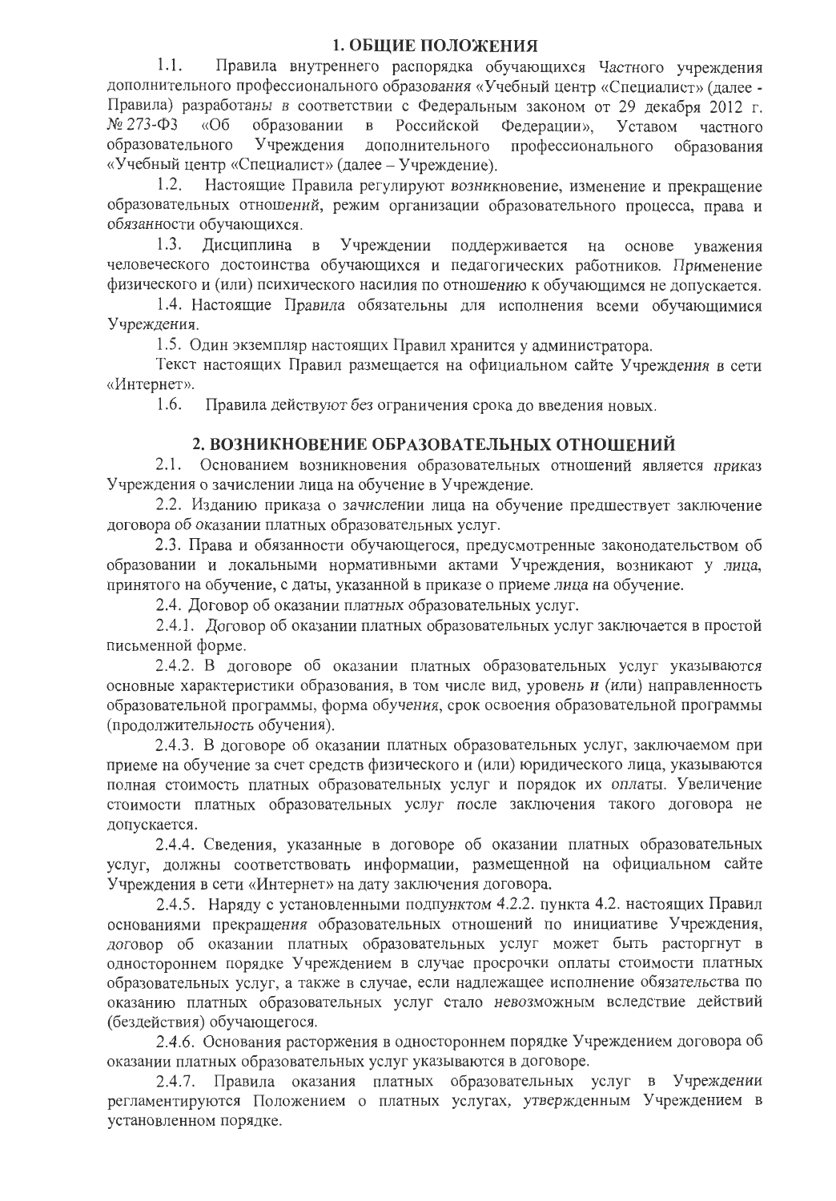## 1. ОБЩИЕ ПОЛОЖЕНИЯ

1.1. Правила внутреннего распорядка обучающихся Частного учреждения дополнительного профессионального образования «Учебный центр «Специалист» (далее - Правила) разработаны в соответствии с Федеральным законом от 29 декабря 2012 г. № 273-ФЗ «Об образовании в Российской Федерации», Уставом частного образовательного Учреждения дополнительного профессионального образования «Учебный центр «Специалист» (далее – Учреждение).

1.2. Настоящие Правила регулируют возникновение, изменение и прекращение образовательных отношений, режим организации образовательного процесса, права и обязанности обучающихся.

1.3. Дисциплина в Учреждении поддерживается на основе уважения человеческого достоинства обучающихся и педагогических работников. Применение физического и (или) психического насилия по отношению к обучающимся не допускается.

1.4. Настоящие Правила обязательны для исполнения всеми обучающимися Учреждения.

1.5. Один экземпляр настоящих Правил хранится у администратора.

Текст настоящих Правил размещается на официальном сайте Учреждения в сети «Интернет».

1.6. Правила действуют без ограничения срока до введения новых.

## 2. ВОЗНИКНОВЕНИЕ ОБРАЗОВАТЕЛЬНЫХ ОТНОШЕНИЙ

2.1. Основанием возникновения образовательных отношений является приказ Учреждения о зачислении лица на обучение в Учреждение.

2.2. Изданию приказа о зачислении лица на обучение предшествует заключение договора об оказании платных образовательных услуг.

2.3. Права и обязанности обучающегося, предусмотренные законодательством об образовании и локальными нормативными актами Учреждения, возникают у лица, принятого на обучение, с даты, указанной в приказе о приеме лица на обучение.

2.4. Договор об оказании платных образовательных услуг.

2.4.1. Договор об оказании платных образовательных услуг заключается в простой письменной форме.

2.4.2. В договоре об оказании платных образовательных услуг указываются основные характеристики образования, в том числе вид, уровень и (или) направленность образовательной программы, форма обучения, срок освоения образовательной программы (продолжительность обучения).

2.4.3. В договоре об оказании платных образовательных услуг, заключаемом при приеме на обучение за счет средств физического и (или) юридического лица, указываются полная стоимость платных образовательных услуг и порядок их оплаты. Увеличение стоимости платных образовательных услуг после заключения такого договора не допускается.

2.4.4. Сведения, указанные в договоре об оказании платных образовательных услуг, должны соответствовать информации, размещенной на официальном сайте Учреждения в сети «Интернет» на дату заключения договора.

2.4.5. Наряду с установленными подпунктом 4.2.2. пункта 4.2. настоящих Правил основаниями прекращения образовательных отношений по инициативе Учреждения, договор об оказании платных образовательных услуг может быть расторгнут в одностороннем порядке Учреждением в случае просрочки оплаты стоимости платных образовательных услуг, а также в случае, если надлежащее исполнение обязательства по оказанию платных образовательных услуг стало невозможным вследствие действий (бездействия) обучающегося.

2.4.6. Основания расторжения в одностороннем порядке Учреждением договора об оказании платных образовательных услуг указываются в договоре.

2.4.7. Правила оказания платных образовательных услуг в Учреждении регламентируются Положением о платных услугах, утвержденным Учреждением в установленном порядке.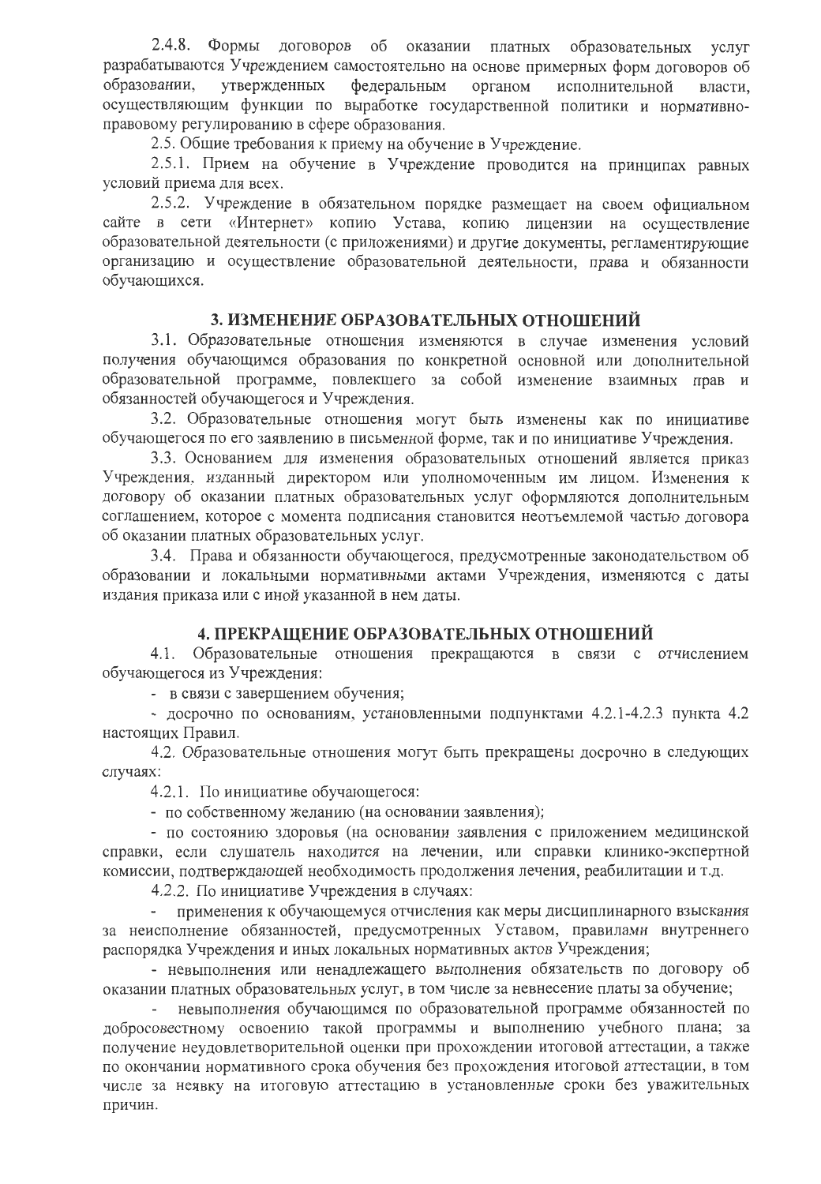2.4.8. Формы договоров об оказании платных образовательных услуг разрабатываются Учреждением самостоятельно на основе примерных форм договоров об образовании, утвержденных федеральным органом исполнительной власти, осуществляющим функции по выработке государственной политики и нормативно-правовому регулированию в сфере образования.

2.5. Общие требования к приему на обучение в Учреждение.

2.5.1. Прием на обучение в Учреждение проводится на принципах равных условий приема для всех.

2.5.2. Учреждение в обязательном порядке размещает на своем официальном сайте в сети «Интернет» копию Устава, копию лицензии на осуществление образовательной деятельности (с приложениями) и другие документы, регламентирующие организацию и осуществление образовательной деятельности, права и обязанности обучающихся.

## 3. ИЗМЕНЕНИЕ ОБРАЗОВАТЕЛЬНЫХ ОТНОШЕНИЙ

3.1. Образовательные отношения изменяются в случае изменения условий получения обучающимся образования по конкретной основной или дополнительной образовательной программе, повлекшего за собой изменение взаимных прав и обязанностей обучающегося и Учреждения.

3.2. Образовательные отношения могут быть изменены как по инициативе обучающегося по его заявлению в письменной форме, так и по инициативе Учреждения.

3.3. Основанием для изменения образовательных отношений является приказ Учреждения, изданный директором или уполномоченным им лицом. Изменения к договору об оказании платных образовательных услуг оформляются дополнительным соглашением, которое с момента подписания становится неотъемлемой частью договора об оказании платных образовательных услуг.

3.4. Права и обязанности обучающегося, предусмотренные законодательством об образовании и локальными нормативными актами Учреждения, изменяются с даты издания приказа или с иной указанной в нем даты.

## 4. ПРЕКРАЩЕНИЕ ОБРАЗОВАТЕЛЬНЫХ ОТНОШЕНИЙ

4.1. Образовательные отношения прекращаются в связи с отчислением обучающегося из Учреждения:

- в связи с завершением обучения;
- досрочно по основаниям, установленными подпунктами 4.2.1-4.2.3 пункта 4.2 настоящих Правил.

4.2. Образовательные отношения могут быть прекращены досрочно в следующих случаях:

4.2.1. По инициативе обучающегося:

- по собственному желанию (на основании заявления);
- по состоянию здоровья (на основании заявления с приложением медицинской справки, если слушатель находится на лечении, или справки клинико-экспертной комиссии, подтверждающей необходимость продолжения лечения, реабилитации и т.д.

4.2.2. По инициативе Учреждения в случаях:

- применения к обучающемуся отчисления как меры дисциплинарного взыскания за неисполнение обязанностей, предусмотренных Уставом, правилами внутреннего распорядка Учреждения и иных локальных нормативных актов Учреждения;
- невыполнения или ненадлежащего выполнения обязательств по договору об оказании платных образовательных услуг, в том числе за невнесение платы за обучение;
- невыполнения обучающимся по образовательной программе обязанностей по добросовестному освоению такой программы и выполнению учебного плана; за получение неудовлетворительной оценки при прохождении итоговой аттестации, а также по окончании нормативного срока обучения без прохождения итоговой аттестации, в том числе за неявку на итоговую аттестацию в установленные сроки без уважительных причин.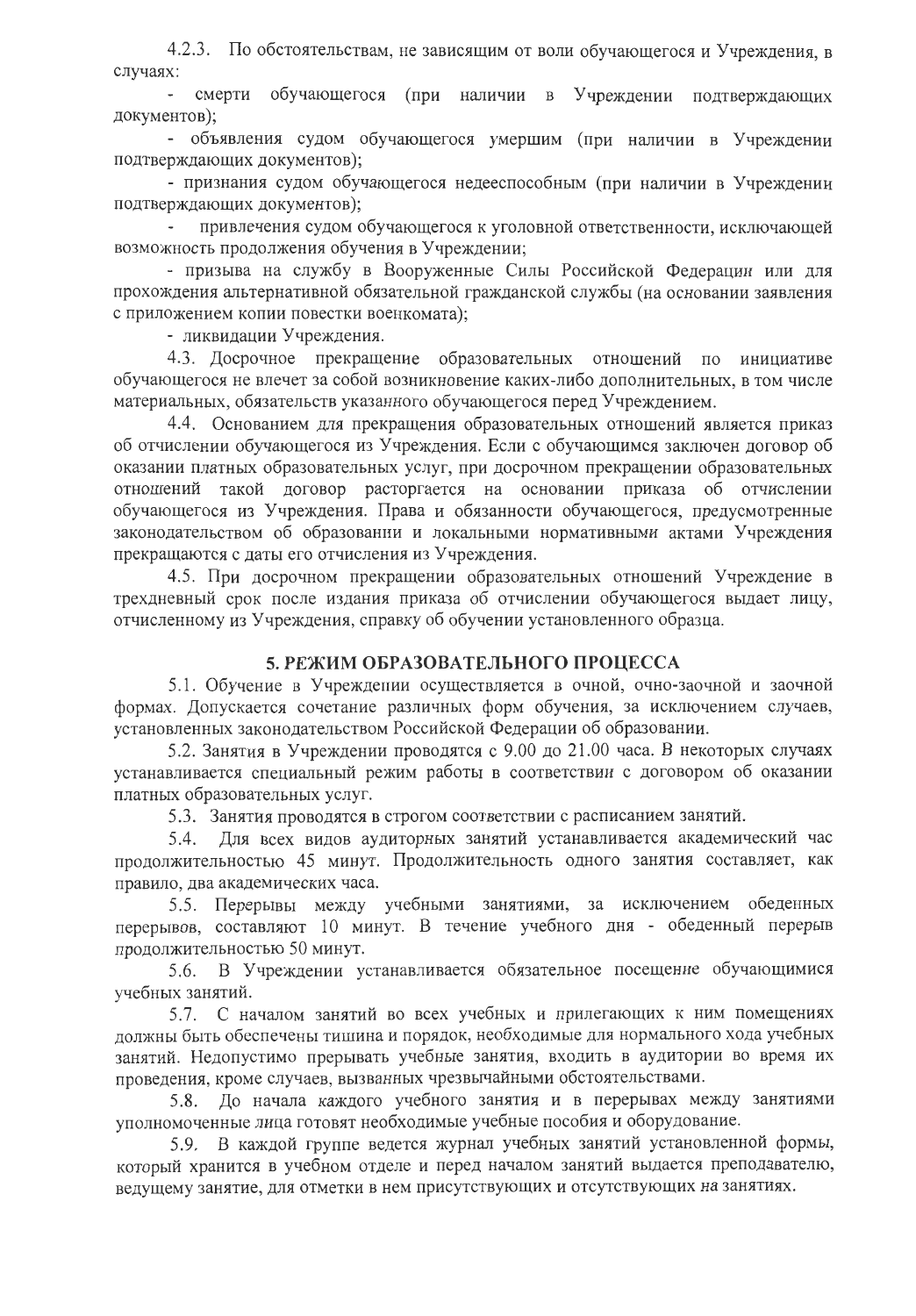4.2.3. По обстоятельствам, не зависящим от воли обучающегося и Учреждения, в случаях:

- смерти обучающегося (при наличии в Учреждении подтверждающих документов);
- объявления судом обучающегося умершим (при наличии в Учреждении подтверждающих документов);
- признания судом обучающегося недееспособным (при наличии в Учреждении подтверждающих документов);
- привлечения судом обучающегося к уголовной ответственности, исключающей возможность продолжения обучения в Учреждении;
- призыва на службу в Вооруженные Силы Российской Федерации или для прохождения альтернативной обязательной гражданской службы (на основании заявления с приложением копии повестки военкомата);
- ликвидации Учреждения.

4.3. Досрочное прекращение образовательных отношений по инициативе обучающегося не влечет за собой возникновение каких-либо дополнительных, в том числе материальных, обязательств указанного обучающегося перед Учреждением.

4.4. Основанием для прекращения образовательных отношений является приказ об отчислении обучающегося из Учреждения. Если с обучающимся заключен договор об оказании платных образовательных услуг, при досрочном прекращении образовательных отношений такой договор расторгается на основании приказа об отчислении обучающегося из Учреждения. Права и обязанности обучающегося, предусмотренные законодательством об образовании и локальными нормативными актами Учреждения прекращаются с даты его отчисления из Учреждения.

4.5. При досрочном прекращении образовательных отношений Учреждение в трехдневный срок после издания приказа об отчислении обучающегося выдает лицу, отчисленному из Учреждения, справку об обучении установленного образца.

## 5. РЕЖИМ ОБРАЗОВАТЕЛЬНОГО ПРОЦЕССА

5.1. Обучение в Учреждении осуществляется в очной, очно-заочной и заочной формах. Допускается сочетание различных форм обучения, за исключением случаев, установленных законодательством Российской Федерации об образовании.

5.2. Занятия в Учреждении проводятся с 9.00 до 21.00 часа. В некоторых случаях устанавливается специальный режим работы в соответствии с договором об оказании платных образовательных услуг.

5.3. Занятия проводятся в строгом соответствии с расписанием занятий.

5.4. Для всех видов аудиторных занятий устанавливается академический час продолжительностью 45 минут. Продолжительность одного занятия составляет, как правило, два академических часа.

5.5. Перерывы между учебными занятиями, за исключением обеденных перерывов, составляют 10 минут. В течение учебного дня - обеденный перерыв продолжительностью 50 минут.

5.6. В Учреждении устанавливается обязательное посещение обучающимися учебных занятий.

5.7. С началом занятий во всех учебных и прилегающих к ним помещениях должны быть обеспечены тишина и порядок, необходимые для нормального хода учебных занятий. Недопустимо прерывать учебные занятия, входить в аудитории во время их проведения, кроме случаев, вызванных чрезвычайными обстоятельствами.

5.8. До начала каждого учебного занятия и в перерывах между занятиями уполномоченные лица готовят необходимые учебные пособия и оборудование.

5.9. В каждой группе ведется журнал учебных занятий установленной формы, который хранится в учебном отделе и перед началом занятий выдается преподавателю, ведущему занятие, для отметки в нем присутствующих и отсутствующих на занятиях.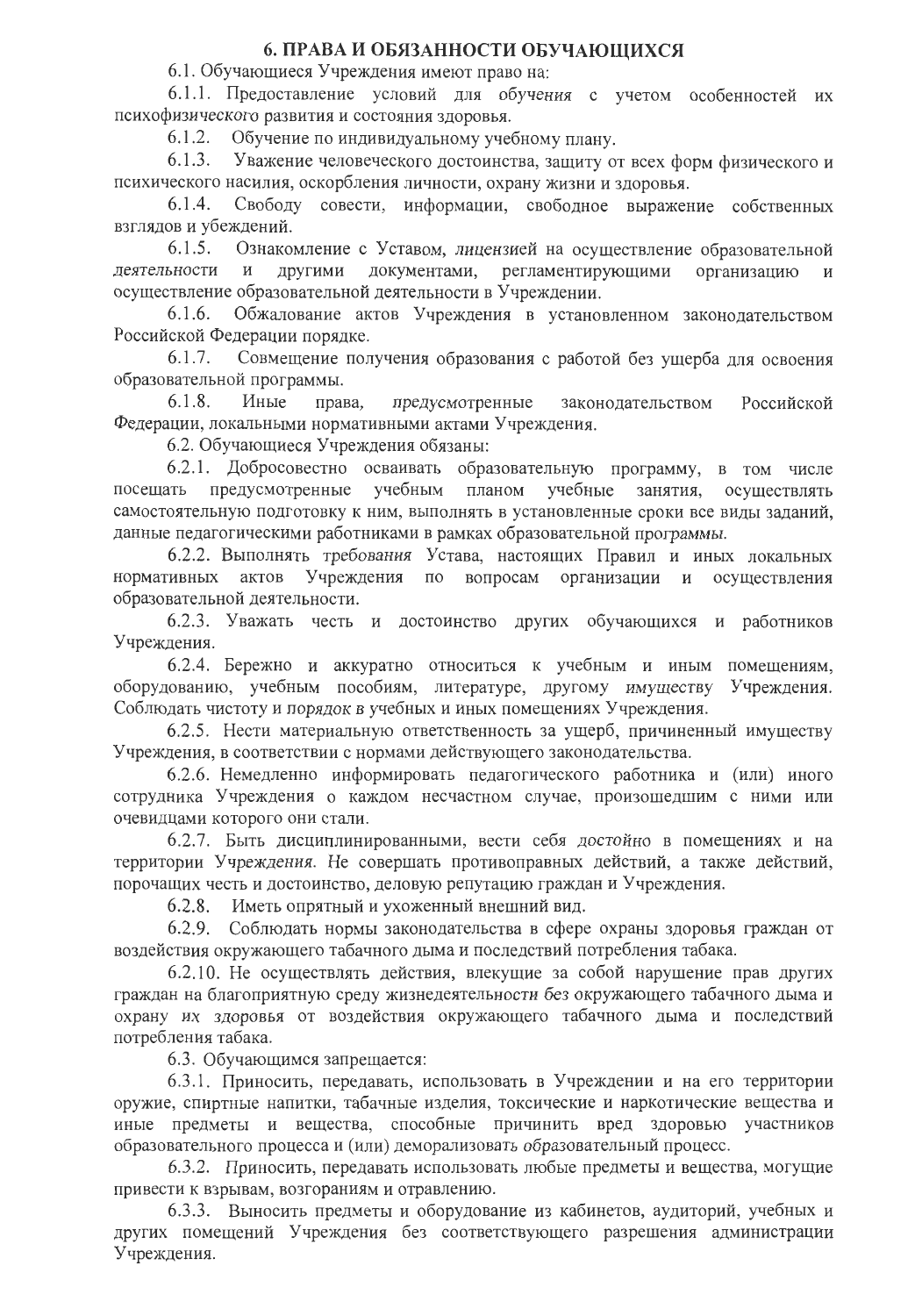## 6. ПРАВА И ОБЯЗАННОСТИ ОБУЧАЮЩИХСЯ

6.1. Обучающиеся Учреждения имеют право на:

6.1.1. Предоставление условий для обучения с учетом особенностей их психофизического развития и состояния здоровья.

6.1.2. Обучение по индивидуальному учебному плану.

6.1.3. Уважение человеческого достоинства, защиту от всех форм физического и психического насилия, оскорбления личности, охрану жизни и здоровья.

6.1.4. Свободу совести, информации, свободное выражение собственных взглядов и убеждений.

6.1.5. Ознакомление с Уставом, лицензией на осуществление образовательной деятельности и другими документами, регламентирующими организацию и осуществление образовательной деятельности в Учреждении.

6.1.6. Обжалование актов Учреждения в установленном законодательством Российской Федерации порядке.

6.1.7. Совмещение получения образования с работой без ущерба для освоения образовательной программы.

6.1.8. Иные права, предусмотренные законодательством Российской Федерации, локальными нормативными актами Учреждения.

6.2. Обучающиеся Учреждения обязаны:

6.2.1. Добросовестно осваивать образовательную программу, в том числе посещать предусмотренные учебным планом учебные занятия, осуществлять самостоятельную подготовку к ним, выполнять в установленные сроки все виды заданий, данные педагогическими работниками в рамках образовательной программы.

6.2.2. Выполнять требования Устава, настоящих Правил и иных локальных нормативных актов Учреждения по вопросам организации и осуществления образовательной деятельности.

6.2.3. Уважать честь и достоинство других обучающихся и работников Учреждения.

6.2.4. Бережно и аккуратно относиться к учебным и иным помещениям, оборудованию, учебным пособиям, литературе, другому имуществу Учреждения. Соблюдать чистоту и порядок в учебных и иных помещениях Учреждения.

6.2.5. Нести материальную ответственность за ущерб, причиненный имуществу Учреждения, в соответствии с нормами действующего законодательства.

6.2.6. Немедленно информировать педагогического работника и (или) иного сотрудника Учреждения о каждом несчастном случае, произошедшим с ними или очевидцами которого они стали.

6.2.7. Быть дисциплинированными, вести себя достойно в помещениях и на территории Учреждения. Не совершать противоправных действий, а также действий, порочащих честь и достоинство, деловую репутацию граждан и Учреждения.

6.2.8. Иметь опрятный и ухоженный внешний вид.

6.2.9. Соблюдать нормы законодательства в сфере охраны здоровья граждан от воздействия окружающего табачного дыма и последствий потребления табака.

6.2.10. Не осуществлять действия, влекущие за собой нарушение прав других граждан на благоприятную среду жизнедеятельности без окружающего табачного дыма и охрану их здоровья от воздействия окружающего табачного дыма и последствий потребления табака.

6.3. Обучающимся запрещается:

6.3.1. Приносить, передавать, использовать в Учреждении и на его территории оружие, спиртные напитки, табачные изделия, токсические и наркотические вещества и иные предметы и вещества, способные причинить вред здоровью участников образовательного процесса и (или) деморализовать образовательный процесс.

6.3.2. Приносить, передавать использовать любые предметы и вещества, могущие привести к взрывам, возгораниям и отравлению.

6.3.3. Выносить предметы и оборудование из кабинетов, аудиторий, учебных и других помещений Учреждения без соответствующего разрешения администрации Учреждения.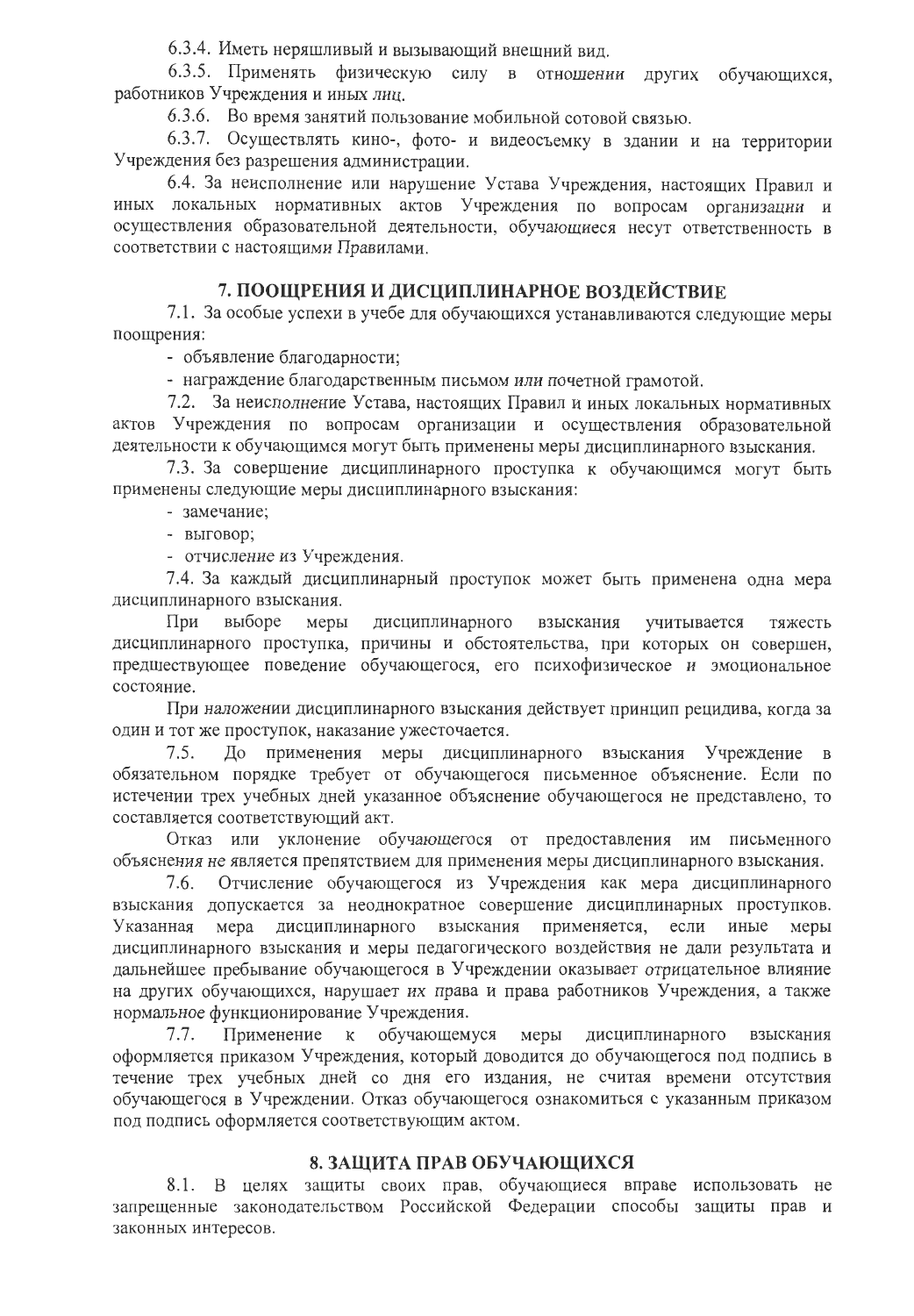6.3.4. Иметь неряшливый и вызывающий внешний вид.

6.3.5. Применять физическую силу в отношении других обучающихся, работников Учреждения и иных лиц.

6.3.6. Во время занятий пользование мобильной сотовой связью.

6.3.7. Осуществлять кино-, фото- и видеосъемку в здании и на территории Учреждения без разрешения администрации.

6.4. За неисполнение или нарушение Устава Учреждения, настоящих Правил и иных локальных нормативных актов Учреждения по вопросам организации и осуществления образовательной деятельности, обучающиеся несут ответственность в соответствии с настоящими Правилами.

## 7. ПООЩРЕНИЯ И ДИСЦИПЛИНАРНОЕ ВОЗДЕЙСТВИЕ

7.1. За особые успехи в учебе для обучающихся устанавливаются следующие меры поощрения:

- объявление благодарности;
- награждение благодарственным письмом или почетной грамотой.

7.2. За неисполнение Устава, настоящих Правил и иных локальных нормативных актов Учреждения по вопросам организации и осуществления образовательной деятельности к обучающимся могут быть применены меры дисциплинарного взыскания.

7.3. За совершение дисциплинарного проступка к обучающимся могут быть применены следующие меры дисциплинарного взыскания:

- замечание;
- выговор;
- отчисление из Учреждения.

7.4. За каждый дисциплинарный проступок может быть применена одна мера дисциплинарного взыскания.

При выборе меры дисциплинарного взыскания учитывается тяжесть дисциплинарного проступка, причины и обстоятельства, при которых он совершен, предшествующее поведение обучающегося, его психофизическое и эмоциональное состояние.

При наложении дисциплинарного взыскания действует принцип рецидива, когда за один и тот же проступок, наказание ужесточается.

7.5. До применения меры дисциплинарного взыскания Учреждение в обязательном порядке требует от обучающегося письменное объяснение. Если по истечении трех учебных дней указанное объяснение обучающегося не представлено, то составляется соответствующий акт.

Отказ или уклонение обучающегося от предоставления им письменного объяснения не является препятствием для применения меры дисциплинарного взыскания.

7.6. Отчисление обучающегося из Учреждения как мера дисциплинарного взыскания допускается за неоднократное совершение дисциплинарных проступков. Указанная мера дисциплинарного взыскания применяется, если иные меры дисциплинарного взыскания и меры педагогического воздействия не дали результата и дальнейшее пребывание обучающегося в Учреждении оказывает отрицательное влияние на других обучающихся, нарушает их права и права работников Учреждения, а также нормальное функционирование Учреждения.

7.7. Применение к обучающемуся меры дисциплинарного взыскания оформляется приказом Учреждения, который доводится до обучающегося под подпись в течение трех учебных дней со дня его издания, не считая времени отсутствия обучающегося в Учреждении. Отказ обучающегося ознакомиться с указанным приказом под подпись оформляется соответствующим актом.

## 8. ЗАЩИТА ПРАВ ОБУЧАЮЩИХСЯ

8.1. В целях защиты своих прав, обучающиеся вправе использовать не запрещенные законодательством Российской Федерации способы защиты прав и законных интересов.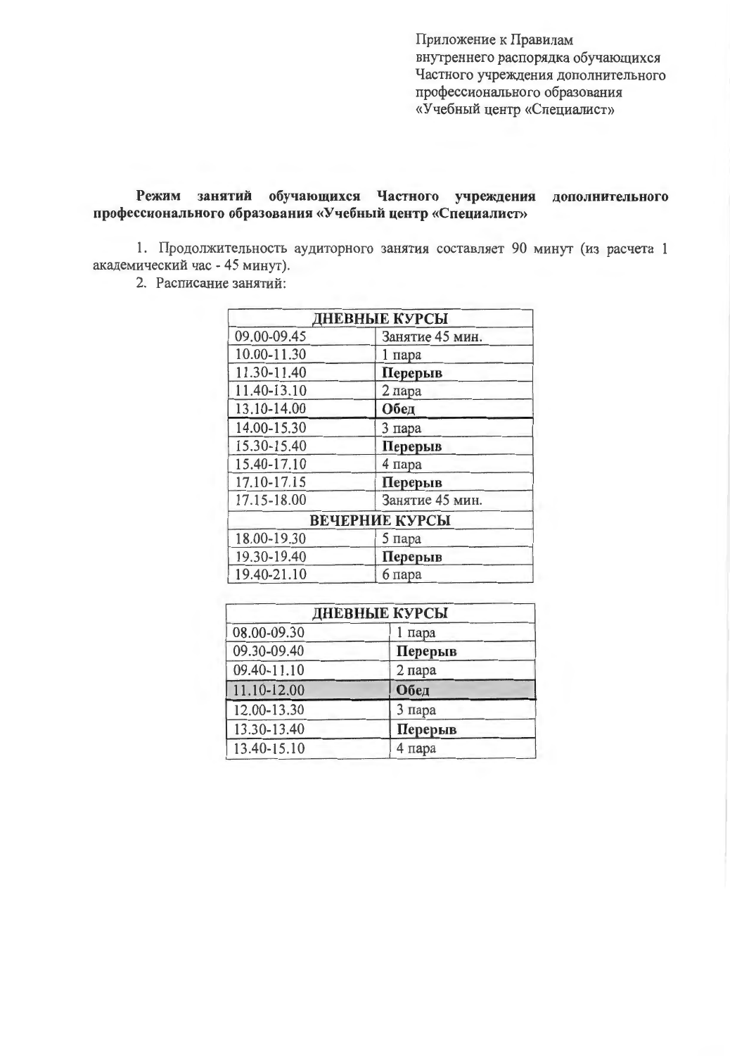Приложение к Правилам
внутреннего распорядка обучающихся
Частного учреждения дополнительного
профессионального образования
«Учебный центр «Специалист»

**Режим занятий обучающихся Частного учреждения дополнительного профессионального образования «Учебный центр «Специалист»**

1. Продолжительность аудиторного занятия составляет 90 минут (из расчета 1 академический час - 45 минут).
2. Расписание занятий:

| ДНЕВНЫЕ КУРСЫ | |
|---|---|
| 09.00-09.45 | Занятие 45 мин. |
| 10.00-11.30 | 1 пара |
| 11.30-11.40 | **Перерыв** |
| 11.40-13.10 | 2 пара |
| 13.10-14.00 | **Обед** |
| 14.00-15.30 | 3 пара |
| 15.30-15.40 | **Перерыв** |
| 15.40-17.10 | 4 пара |
| 17.10-17.15 | **Перерыв** |
| 17.15-18.00 | Занятие 45 мин. |
| **ВЕЧЕРНИЕ КУРСЫ** | |
| 18.00-19.30 | 5 пара |
| 19.30-19.40 | **Перерыв** |
| 19.40-21.10 | 6 пара |

| ДНЕВНЫЕ КУРСЫ | |
|---|---|
| 08.00-09.30 | 1 пара |
| 09.30-09.40 | **Перерыв** |
| 09.40-11.10 | 2 пара |
| 11.10-12.00 | **Обед** |
| 12.00-13.30 | 3 пара |
| 13.30-13.40 | **Перерыв** |
| 13.40-15.10 | 4 пара |